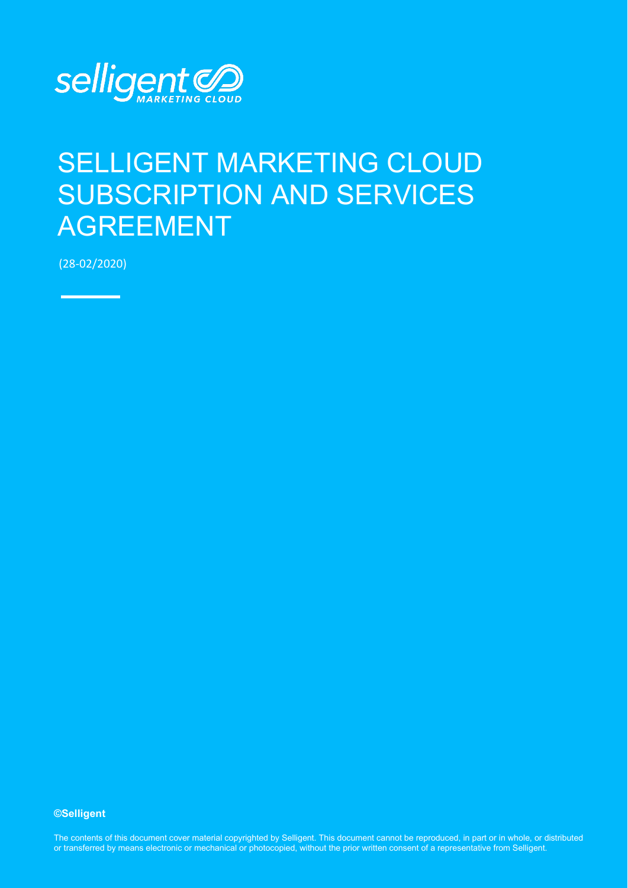selligent MARKETING CLOUD

# SELLIGENT MARKETING CLOUD SUBSCRIPTION AND SERVICES AGREEMENT

(28-02/2020)

**©Selligent**

The contents of this document cover material copyrighted by Selligent. This document cannot be reproduced, in part or in whole, or distributed or transferred by means electronic or mechanical or photocopied, without the prior written consent of a representative from Selligent.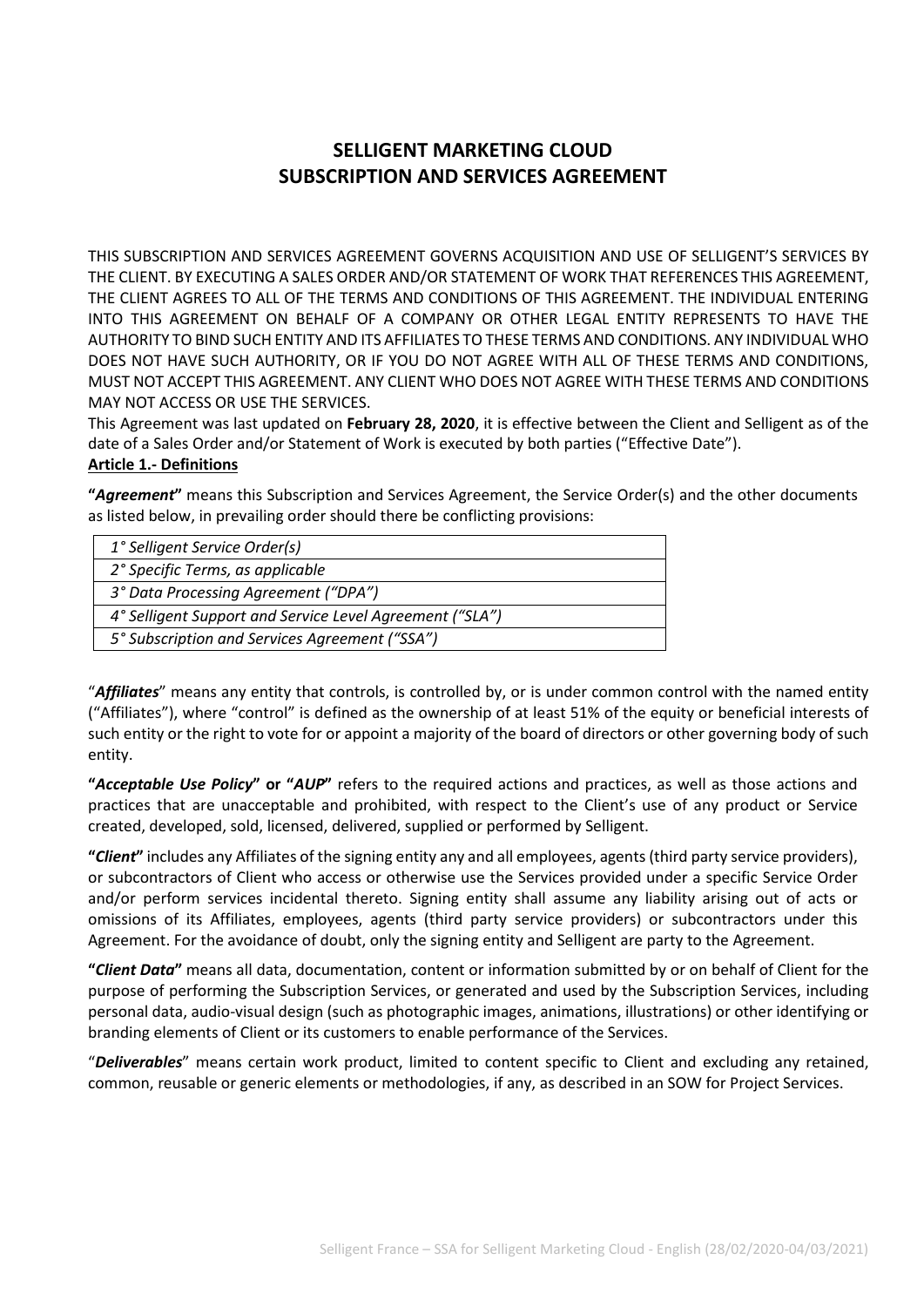# SELLIGENT MARKETING CLOUD
# SUBSCRIPTION AND SERVICES AGREEMENT

THIS SUBSCRIPTION AND SERVICES AGREEMENT GOVERNS ACQUISITION AND USE OF SELLIGENT'S SERVICES BY THE CLIENT. BY EXECUTING A SALES ORDER AND/OR STATEMENT OF WORK THAT REFERENCES THIS AGREEMENT, THE CLIENT AGREES TO ALL OF THE TERMS AND CONDITIONS OF THIS AGREEMENT. THE INDIVIDUAL ENTERING INTO THIS AGREEMENT ON BEHALF OF A COMPANY OR OTHER LEGAL ENTITY REPRESENTS TO HAVE THE AUTHORITY TO BIND SUCH ENTITY AND ITS AFFILIATES TO THESE TERMS AND CONDITIONS. ANY INDIVIDUAL WHO DOES NOT HAVE SUCH AUTHORITY, OR IF YOU DO NOT AGREE WITH ALL OF THESE TERMS AND CONDITIONS, MUST NOT ACCEPT THIS AGREEMENT. ANY CLIENT WHO DOES NOT AGREE WITH THESE TERMS AND CONDITIONS MAY NOT ACCESS OR USE THE SERVICES.

This Agreement was last updated on **February 28, 2020**, it is effective between the Client and Selligent as of the date of a Sales Order and/or Statement of Work is executed by both parties ("Effective Date").

**Article 1.- Definitions**

**"*Agreement*"** means this Subscription and Services Agreement, the Service Order(s) and the other documents as listed below, in prevailing order should there be conflicting provisions:

| |
|---|
| *1° Selligent Service Order(s)* |
| *2° Specific Terms, as applicable* |
| *3° Data Processing Agreement ("DPA")* |
| *4° Selligent Support and Service Level Agreement ("SLA")* |
| *5° Subscription and Services Agreement ("SSA")* |

"***Affiliates***" means any entity that controls, is controlled by, or is under common control with the named entity ("Affiliates"), where "control" is defined as the ownership of at least 51% of the equity or beneficial interests of such entity or the right to vote for or appoint a majority of the board of directors or other governing body of such entity.

**"*Acceptable Use Policy*" or "*AUP*"** refers to the required actions and practices, as well as those actions and practices that are unacceptable and prohibited, with respect to the Client's use of any product or Service created, developed, sold, licensed, delivered, supplied or performed by Selligent.

**"*Client*"** includes any Affiliates of the signing entity any and all employees, agents (third party service providers), or subcontractors of Client who access or otherwise use the Services provided under a specific Service Order and/or perform services incidental thereto. Signing entity shall assume any liability arising out of acts or omissions of its Affiliates, employees, agents (third party service providers) or subcontractors under this Agreement. For the avoidance of doubt, only the signing entity and Selligent are party to the Agreement.

**"*Client Data*"** means all data, documentation, content or information submitted by or on behalf of Client for the purpose of performing the Subscription Services, or generated and used by the Subscription Services, including personal data, audio-visual design (such as photographic images, animations, illustrations) or other identifying or branding elements of Client or its customers to enable performance of the Services.

"***Deliverables***" means certain work product, limited to content specific to Client and excluding any retained, common, reusable or generic elements or methodologies, if any, as described in an SOW for Project Services.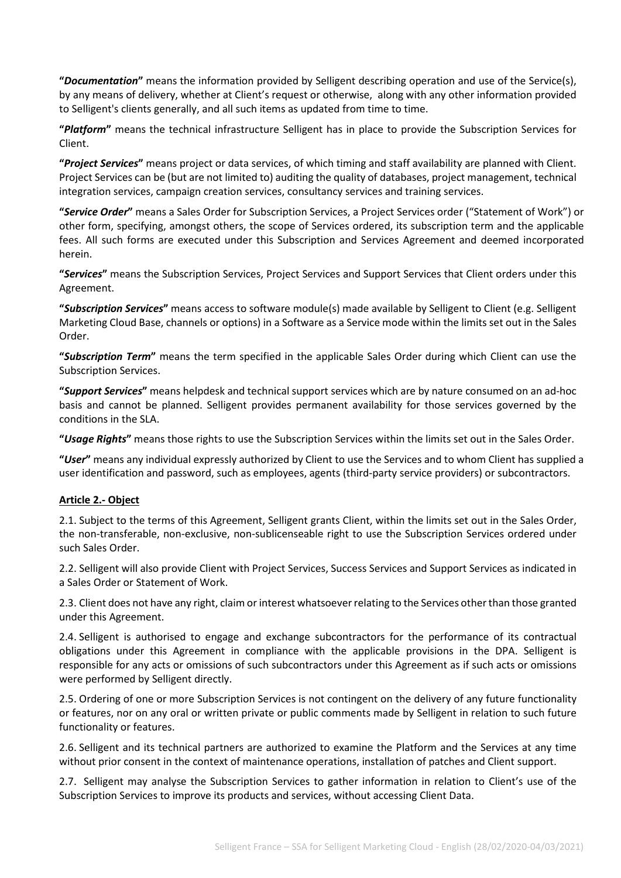**"*Documentation*"** means the information provided by Selligent describing operation and use of the Service(s), by any means of delivery, whether at Client's request or otherwise, along with any other information provided to Selligent's clients generally, and all such items as updated from time to time.

**"*Platform*"** means the technical infrastructure Selligent has in place to provide the Subscription Services for Client.

**"*Project Services*"** means project or data services, of which timing and staff availability are planned with Client. Project Services can be (but are not limited to) auditing the quality of databases, project management, technical integration services, campaign creation services, consultancy services and training services.

**"*Service Order*"** means a Sales Order for Subscription Services, a Project Services order ("Statement of Work") or other form, specifying, amongst others, the scope of Services ordered, its subscription term and the applicable fees. All such forms are executed under this Subscription and Services Agreement and deemed incorporated herein.

**"*Services*"** means the Subscription Services, Project Services and Support Services that Client orders under this Agreement.

**"*Subscription Services*"** means access to software module(s) made available by Selligent to Client (e.g. Selligent Marketing Cloud Base, channels or options) in a Software as a Service mode within the limits set out in the Sales Order.

**"*Subscription Term*"** means the term specified in the applicable Sales Order during which Client can use the Subscription Services.

**"*Support Services*"** means helpdesk and technical support services which are by nature consumed on an ad-hoc basis and cannot be planned. Selligent provides permanent availability for those services governed by the conditions in the SLA.

**"*Usage Rights*"** means those rights to use the Subscription Services within the limits set out in the Sales Order.

**"*User*"** means any individual expressly authorized by Client to use the Services and to whom Client has supplied a user identification and password, such as employees, agents (third-party service providers) or subcontractors.

## Article 2.- Object

2.1. Subject to the terms of this Agreement, Selligent grants Client, within the limits set out in the Sales Order, the non-transferable, non-exclusive, non-sublicenseable right to use the Subscription Services ordered under such Sales Order.

2.2. Selligent will also provide Client with Project Services, Success Services and Support Services as indicated in a Sales Order or Statement of Work.

2.3. Client does not have any right, claim or interest whatsoever relating to the Services other than those granted under this Agreement.

2.4. Selligent is authorised to engage and exchange subcontractors for the performance of its contractual obligations under this Agreement in compliance with the applicable provisions in the DPA. Selligent is responsible for any acts or omissions of such subcontractors under this Agreement as if such acts or omissions were performed by Selligent directly.

2.5. Ordering of one or more Subscription Services is not contingent on the delivery of any future functionality or features, nor on any oral or written private or public comments made by Selligent in relation to such future functionality or features.

2.6. Selligent and its technical partners are authorized to examine the Platform and the Services at any time without prior consent in the context of maintenance operations, installation of patches and Client support.

2.7. Selligent may analyse the Subscription Services to gather information in relation to Client's use of the Subscription Services to improve its products and services, without accessing Client Data.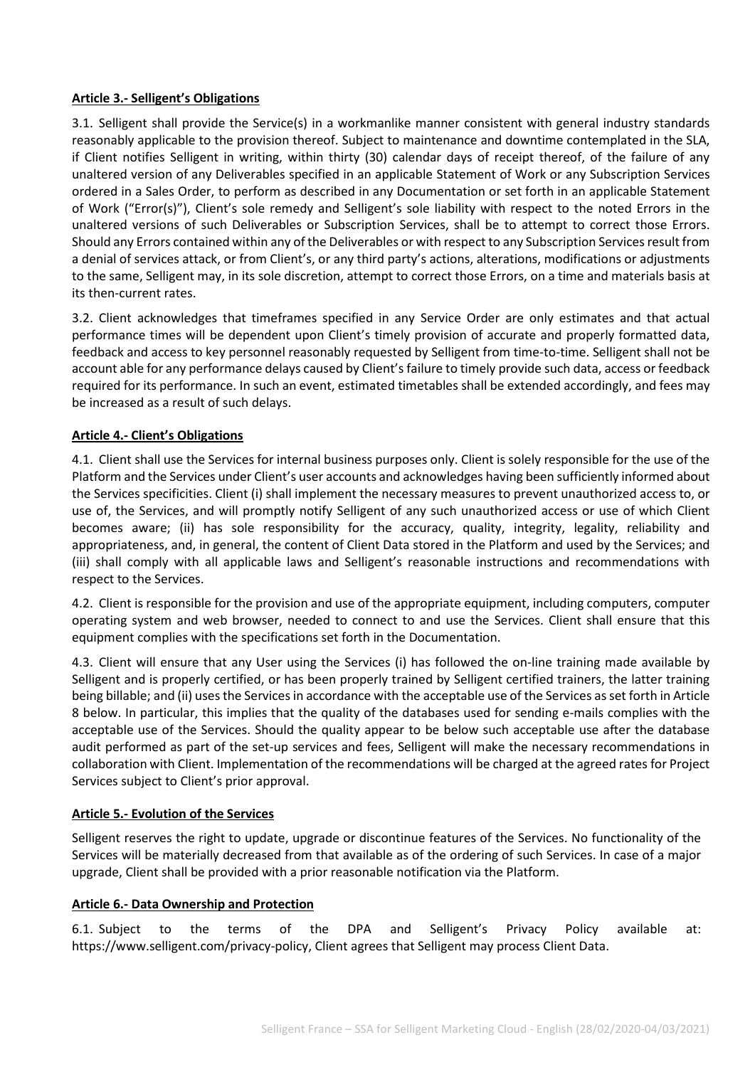**Article 3.- Selligent's Obligations**

3.1. Selligent shall provide the Service(s) in a workmanlike manner consistent with general industry standards reasonably applicable to the provision thereof. Subject to maintenance and downtime contemplated in the SLA, if Client notifies Selligent in writing, within thirty (30) calendar days of receipt thereof, of the failure of any unaltered version of any Deliverables specified in an applicable Statement of Work or any Subscription Services ordered in a Sales Order, to perform as described in any Documentation or set forth in an applicable Statement of Work ("Error(s)"), Client's sole remedy and Selligent's sole liability with respect to the noted Errors in the unaltered versions of such Deliverables or Subscription Services, shall be to attempt to correct those Errors. Should any Errors contained within any of the Deliverables or with respect to any Subscription Services result from a denial of services attack, or from Client's, or any third party's actions, alterations, modifications or adjustments to the same, Selligent may, in its sole discretion, attempt to correct those Errors, on a time and materials basis at its then-current rates.

3.2. Client acknowledges that timeframes specified in any Service Order are only estimates and that actual performance times will be dependent upon Client's timely provision of accurate and properly formatted data, feedback and access to key personnel reasonably requested by Selligent from time-to-time. Selligent shall not be account able for any performance delays caused by Client's failure to timely provide such data, access or feedback required for its performance. In such an event, estimated timetables shall be extended accordingly, and fees may be increased as a result of such delays.

**Article 4.- Client's Obligations**

4.1. Client shall use the Services for internal business purposes only. Client is solely responsible for the use of the Platform and the Services under Client's user accounts and acknowledges having been sufficiently informed about the Services specificities. Client (i) shall implement the necessary measures to prevent unauthorized access to, or use of, the Services, and will promptly notify Selligent of any such unauthorized access or use of which Client becomes aware; (ii) has sole responsibility for the accuracy, quality, integrity, legality, reliability and appropriateness, and, in general, the content of Client Data stored in the Platform and used by the Services; and (iii) shall comply with all applicable laws and Selligent's reasonable instructions and recommendations with respect to the Services.

4.2. Client is responsible for the provision and use of the appropriate equipment, including computers, computer operating system and web browser, needed to connect to and use the Services. Client shall ensure that this equipment complies with the specifications set forth in the Documentation.

4.3. Client will ensure that any User using the Services (i) has followed the on-line training made available by Selligent and is properly certified, or has been properly trained by Selligent certified trainers, the latter training being billable; and (ii) uses the Services in accordance with the acceptable use of the Services as set forth in Article 8 below. In particular, this implies that the quality of the databases used for sending e-mails complies with the acceptable use of the Services. Should the quality appear to be below such acceptable use after the database audit performed as part of the set-up services and fees, Selligent will make the necessary recommendations in collaboration with Client. Implementation of the recommendations will be charged at the agreed rates for Project Services subject to Client's prior approval.

**Article 5.- Evolution of the Services**

Selligent reserves the right to update, upgrade or discontinue features of the Services. No functionality of the Services will be materially decreased from that available as of the ordering of such Services. In case of a major upgrade, Client shall be provided with a prior reasonable notification via the Platform.

**Article 6.- Data Ownership and Protection**

6.1. Subject to the terms of the DPA and Selligent's Privacy Policy available at: https://www.selligent.com/privacy-policy, Client agrees that Selligent may process Client Data.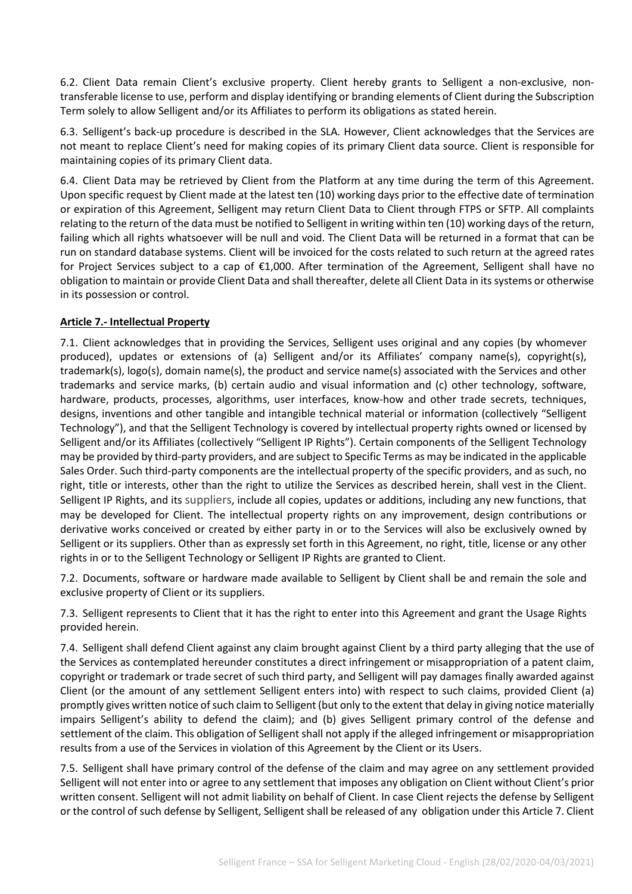6.2. Client Data remain Client's exclusive property. Client hereby grants to Selligent a non-exclusive, non-transferable license to use, perform and display identifying or branding elements of Client during the Subscription Term solely to allow Selligent and/or its Affiliates to perform its obligations as stated herein.

6.3. Selligent's back-up procedure is described in the SLA. However, Client acknowledges that the Services are not meant to replace Client's need for making copies of its primary Client data source. Client is responsible for maintaining copies of its primary Client data.

6.4. Client Data may be retrieved by Client from the Platform at any time during the term of this Agreement. Upon specific request by Client made at the latest ten (10) working days prior to the effective date of termination or expiration of this Agreement, Selligent may return Client Data to Client through FTPS or SFTP. All complaints relating to the return of the data must be notified to Selligent in writing within ten (10) working days of the return, failing which all rights whatsoever will be null and void. The Client Data will be returned in a format that can be run on standard database systems. Client will be invoiced for the costs related to such return at the agreed rates for Project Services subject to a cap of €1,000. After termination of the Agreement, Selligent shall have no obligation to maintain or provide Client Data and shall thereafter, delete all Client Data in its systems or otherwise in its possession or control.

## Article 7.- Intellectual Property

7.1. Client acknowledges that in providing the Services, Selligent uses original and any copies (by whomever produced), updates or extensions of (a) Selligent and/or its Affiliates' company name(s), copyright(s), trademark(s), logo(s), domain name(s), the product and service name(s) associated with the Services and other trademarks and service marks, (b) certain audio and visual information and (c) other technology, software, hardware, products, processes, algorithms, user interfaces, know-how and other trade secrets, techniques, designs, inventions and other tangible and intangible technical material or information (collectively "Selligent Technology"), and that the Selligent Technology is covered by intellectual property rights owned or licensed by Selligent and/or its Affiliates (collectively "Selligent IP Rights"). Certain components of the Selligent Technology may be provided by third-party providers, and are subject to Specific Terms as may be indicated in the applicable Sales Order. Such third-party components are the intellectual property of the specific providers, and as such, no right, title or interests, other than the right to utilize the Services as described herein, shall vest in the Client. Selligent IP Rights, and its suppliers, include all copies, updates or additions, including any new functions, that may be developed for Client. The intellectual property rights on any improvement, design contributions or derivative works conceived or created by either party in or to the Services will also be exclusively owned by Selligent or its suppliers. Other than as expressly set forth in this Agreement, no right, title, license or any other rights in or to the Selligent Technology or Selligent IP Rights are granted to Client.

7.2. Documents, software or hardware made available to Selligent by Client shall be and remain the sole and exclusive property of Client or its suppliers.

7.3. Selligent represents to Client that it has the right to enter into this Agreement and grant the Usage Rights provided herein.

7.4. Selligent shall defend Client against any claim brought against Client by a third party alleging that the use of the Services as contemplated hereunder constitutes a direct infringement or misappropriation of a patent claim, copyright or trademark or trade secret of such third party, and Selligent will pay damages finally awarded against Client (or the amount of any settlement Selligent enters into) with respect to such claims, provided Client (a) promptly gives written notice of such claim to Selligent (but only to the extent that delay in giving notice materially impairs Selligent's ability to defend the claim); and (b) gives Selligent primary control of the defense and settlement of the claim. This obligation of Selligent shall not apply if the alleged infringement or misappropriation results from a use of the Services in violation of this Agreement by the Client or its Users.

7.5. Selligent shall have primary control of the defense of the claim and may agree on any settlement provided Selligent will not enter into or agree to any settlement that imposes any obligation on Client without Client's prior written consent. Selligent will not admit liability on behalf of Client. In case Client rejects the defense by Selligent or the control of such defense by Selligent, Selligent shall be released of any obligation under this Article 7. Client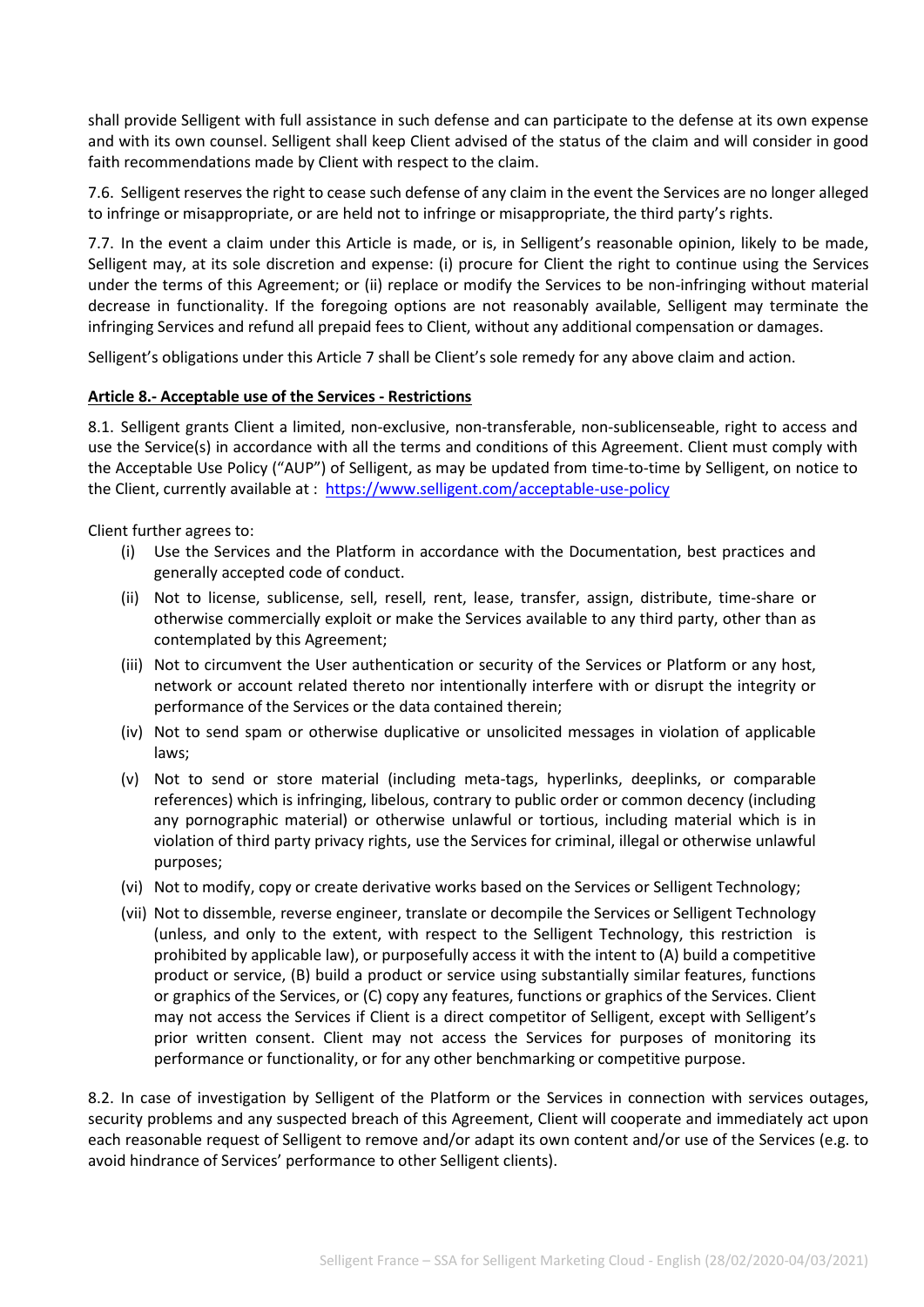shall provide Selligent with full assistance in such defense and can participate to the defense at its own expense and with its own counsel. Selligent shall keep Client advised of the status of the claim and will consider in good faith recommendations made by Client with respect to the claim.

7.6. Selligent reserves the right to cease such defense of any claim in the event the Services are no longer alleged to infringe or misappropriate, or are held not to infringe or misappropriate, the third party's rights.

7.7. In the event a claim under this Article is made, or is, in Selligent's reasonable opinion, likely to be made, Selligent may, at its sole discretion and expense: (i) procure for Client the right to continue using the Services under the terms of this Agreement; or (ii) replace or modify the Services to be non-infringing without material decrease in functionality. If the foregoing options are not reasonably available, Selligent may terminate the infringing Services and refund all prepaid fees to Client, without any additional compensation or damages.

Selligent's obligations under this Article 7 shall be Client's sole remedy for any above claim and action.

**Article 8.- Acceptable use of the Services - Restrictions**

8.1. Selligent grants Client a limited, non-exclusive, non-transferable, non-sublicenseable, right to access and use the Service(s) in accordance with all the terms and conditions of this Agreement. Client must comply with the Acceptable Use Policy ("AUP") of Selligent, as may be updated from time-to-time by Selligent, on notice to the Client, currently available at : https://www.selligent.com/acceptable-use-policy

Client further agrees to:

(i) Use the Services and the Platform in accordance with the Documentation, best practices and generally accepted code of conduct.

(ii) Not to license, sublicense, sell, resell, rent, lease, transfer, assign, distribute, time-share or otherwise commercially exploit or make the Services available to any third party, other than as contemplated by this Agreement;

(iii) Not to circumvent the User authentication or security of the Services or Platform or any host, network or account related thereto nor intentionally interfere with or disrupt the integrity or performance of the Services or the data contained therein;

(iv) Not to send spam or otherwise duplicative or unsolicited messages in violation of applicable laws;

(v) Not to send or store material (including meta-tags, hyperlinks, deeplinks, or comparable references) which is infringing, libelous, contrary to public order or common decency (including any pornographic material) or otherwise unlawful or tortious, including material which is in violation of third party privacy rights, use the Services for criminal, illegal or otherwise unlawful purposes;

(vi) Not to modify, copy or create derivative works based on the Services or Selligent Technology;

(vii) Not to dissemble, reverse engineer, translate or decompile the Services or Selligent Technology (unless, and only to the extent, with respect to the Selligent Technology, this restriction is prohibited by applicable law), or purposefully access it with the intent to (A) build a competitive product or service, (B) build a product or service using substantially similar features, functions or graphics of the Services, or (C) copy any features, functions or graphics of the Services. Client may not access the Services if Client is a direct competitor of Selligent, except with Selligent's prior written consent. Client may not access the Services for purposes of monitoring its performance or functionality, or for any other benchmarking or competitive purpose.

8.2. In case of investigation by Selligent of the Platform or the Services in connection with services outages, security problems and any suspected breach of this Agreement, Client will cooperate and immediately act upon each reasonable request of Selligent to remove and/or adapt its own content and/or use of the Services (e.g. to avoid hindrance of Services' performance to other Selligent clients).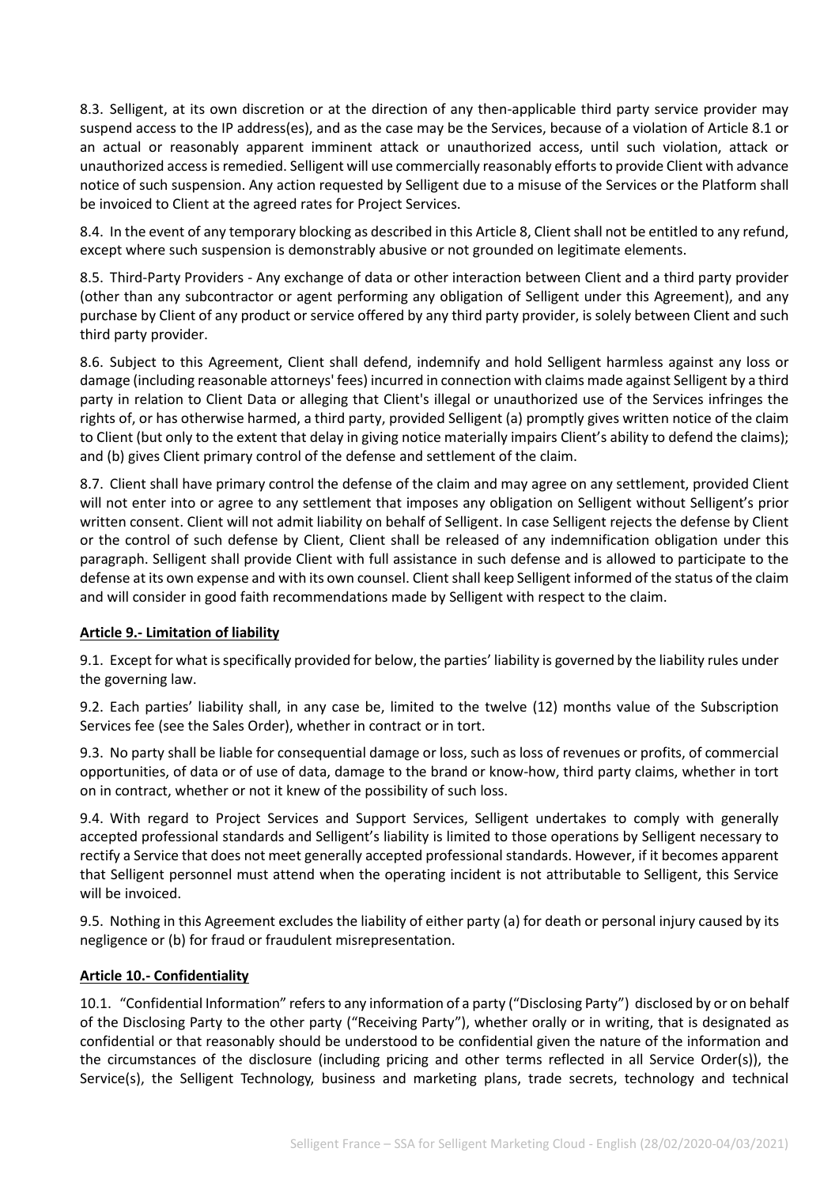8.3. Selligent, at its own discretion or at the direction of any then-applicable third party service provider may suspend access to the IP address(es), and as the case may be the Services, because of a violation of Article 8.1 or an actual or reasonably apparent imminent attack or unauthorized access, until such violation, attack or unauthorized access is remedied. Selligent will use commercially reasonably efforts to provide Client with advance notice of such suspension. Any action requested by Selligent due to a misuse of the Services or the Platform shall be invoiced to Client at the agreed rates for Project Services.

8.4. In the event of any temporary blocking as described in this Article 8, Client shall not be entitled to any refund, except where such suspension is demonstrably abusive or not grounded on legitimate elements.

8.5. Third-Party Providers - Any exchange of data or other interaction between Client and a third party provider (other than any subcontractor or agent performing any obligation of Selligent under this Agreement), and any purchase by Client of any product or service offered by any third party provider, is solely between Client and such third party provider.

8.6. Subject to this Agreement, Client shall defend, indemnify and hold Selligent harmless against any loss or damage (including reasonable attorneys' fees) incurred in connection with claims made against Selligent by a third party in relation to Client Data or alleging that Client's illegal or unauthorized use of the Services infringes the rights of, or has otherwise harmed, a third party, provided Selligent (a) promptly gives written notice of the claim to Client (but only to the extent that delay in giving notice materially impairs Client's ability to defend the claims); and (b) gives Client primary control of the defense and settlement of the claim.

8.7. Client shall have primary control the defense of the claim and may agree on any settlement, provided Client will not enter into or agree to any settlement that imposes any obligation on Selligent without Selligent's prior written consent. Client will not admit liability on behalf of Selligent. In case Selligent rejects the defense by Client or the control of such defense by Client, Client shall be released of any indemnification obligation under this paragraph. Selligent shall provide Client with full assistance in such defense and is allowed to participate to the defense at its own expense and with its own counsel. Client shall keep Selligent informed of the status of the claim and will consider in good faith recommendations made by Selligent with respect to the claim.

## Article 9.- Limitation of liability

9.1. Except for what is specifically provided for below, the parties' liability is governed by the liability rules under the governing law.

9.2. Each parties' liability shall, in any case be, limited to the twelve (12) months value of the Subscription Services fee (see the Sales Order), whether in contract or in tort.

9.3. No party shall be liable for consequential damage or loss, such as loss of revenues or profits, of commercial opportunities, of data or of use of data, damage to the brand or know-how, third party claims, whether in tort on in contract, whether or not it knew of the possibility of such loss.

9.4. With regard to Project Services and Support Services, Selligent undertakes to comply with generally accepted professional standards and Selligent's liability is limited to those operations by Selligent necessary to rectify a Service that does not meet generally accepted professional standards. However, if it becomes apparent that Selligent personnel must attend when the operating incident is not attributable to Selligent, this Service will be invoiced.

9.5. Nothing in this Agreement excludes the liability of either party (a) for death or personal injury caused by its negligence or (b) for fraud or fraudulent misrepresentation.

## Article 10.- Confidentiality

10.1. "Confidential Information" refers to any information of a party ("Disclosing Party") disclosed by or on behalf of the Disclosing Party to the other party ("Receiving Party"), whether orally or in writing, that is designated as confidential or that reasonably should be understood to be confidential given the nature of the information and the circumstances of the disclosure (including pricing and other terms reflected in all Service Order(s)), the Service(s), the Selligent Technology, business and marketing plans, trade secrets, technology and technical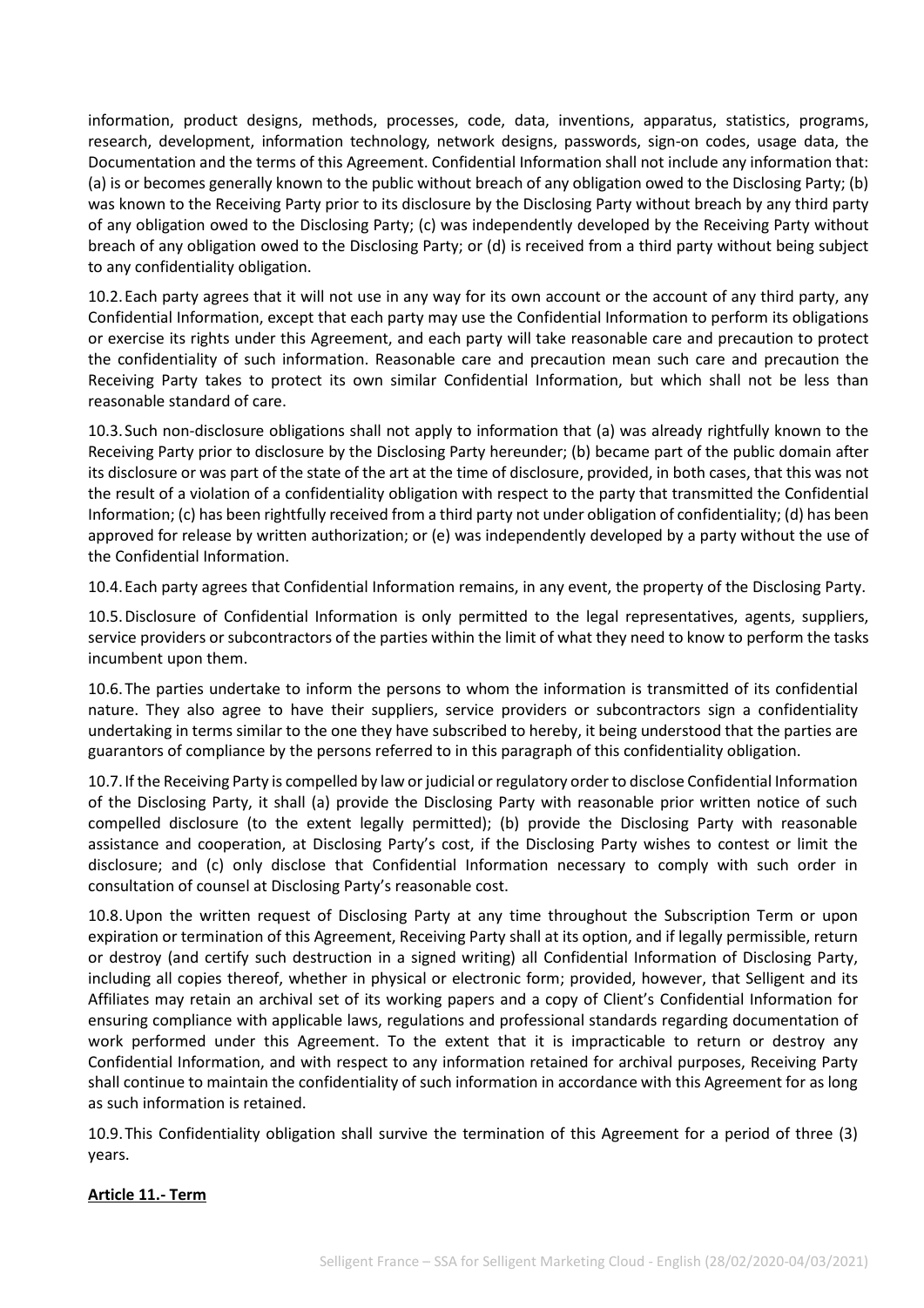information, product designs, methods, processes, code, data, inventions, apparatus, statistics, programs, research, development, information technology, network designs, passwords, sign-on codes, usage data, the Documentation and the terms of this Agreement. Confidential Information shall not include any information that: (a) is or becomes generally known to the public without breach of any obligation owed to the Disclosing Party; (b) was known to the Receiving Party prior to its disclosure by the Disclosing Party without breach by any third party of any obligation owed to the Disclosing Party; (c) was independently developed by the Receiving Party without breach of any obligation owed to the Disclosing Party; or (d) is received from a third party without being subject to any confidentiality obligation.

10.2. Each party agrees that it will not use in any way for its own account or the account of any third party, any Confidential Information, except that each party may use the Confidential Information to perform its obligations or exercise its rights under this Agreement, and each party will take reasonable care and precaution to protect the confidentiality of such information. Reasonable care and precaution mean such care and precaution the Receiving Party takes to protect its own similar Confidential Information, but which shall not be less than reasonable standard of care.

10.3. Such non-disclosure obligations shall not apply to information that (a) was already rightfully known to the Receiving Party prior to disclosure by the Disclosing Party hereunder; (b) became part of the public domain after its disclosure or was part of the state of the art at the time of disclosure, provided, in both cases, that this was not the result of a violation of a confidentiality obligation with respect to the party that transmitted the Confidential Information; (c) has been rightfully received from a third party not under obligation of confidentiality; (d) has been approved for release by written authorization; or (e) was independently developed by a party without the use of the Confidential Information.

10.4. Each party agrees that Confidential Information remains, in any event, the property of the Disclosing Party.

10.5. Disclosure of Confidential Information is only permitted to the legal representatives, agents, suppliers, service providers or subcontractors of the parties within the limit of what they need to know to perform the tasks incumbent upon them.

10.6. The parties undertake to inform the persons to whom the information is transmitted of its confidential nature. They also agree to have their suppliers, service providers or subcontractors sign a confidentiality undertaking in terms similar to the one they have subscribed to hereby, it being understood that the parties are guarantors of compliance by the persons referred to in this paragraph of this confidentiality obligation.

10.7. If the Receiving Party is compelled by law or judicial or regulatory order to disclose Confidential Information of the Disclosing Party, it shall (a) provide the Disclosing Party with reasonable prior written notice of such compelled disclosure (to the extent legally permitted); (b) provide the Disclosing Party with reasonable assistance and cooperation, at Disclosing Party's cost, if the Disclosing Party wishes to contest or limit the disclosure; and (c) only disclose that Confidential Information necessary to comply with such order in consultation of counsel at Disclosing Party's reasonable cost.

10.8. Upon the written request of Disclosing Party at any time throughout the Subscription Term or upon expiration or termination of this Agreement, Receiving Party shall at its option, and if legally permissible, return or destroy (and certify such destruction in a signed writing) all Confidential Information of Disclosing Party, including all copies thereof, whether in physical or electronic form; provided, however, that Selligent and its Affiliates may retain an archival set of its working papers and a copy of Client's Confidential Information for ensuring compliance with applicable laws, regulations and professional standards regarding documentation of work performed under this Agreement. To the extent that it is impracticable to return or destroy any Confidential Information, and with respect to any information retained for archival purposes, Receiving Party shall continue to maintain the confidentiality of such information in accordance with this Agreement for as long as such information is retained.

10.9. This Confidentiality obligation shall survive the termination of this Agreement for a period of three (3) years.

## Article 11.- Term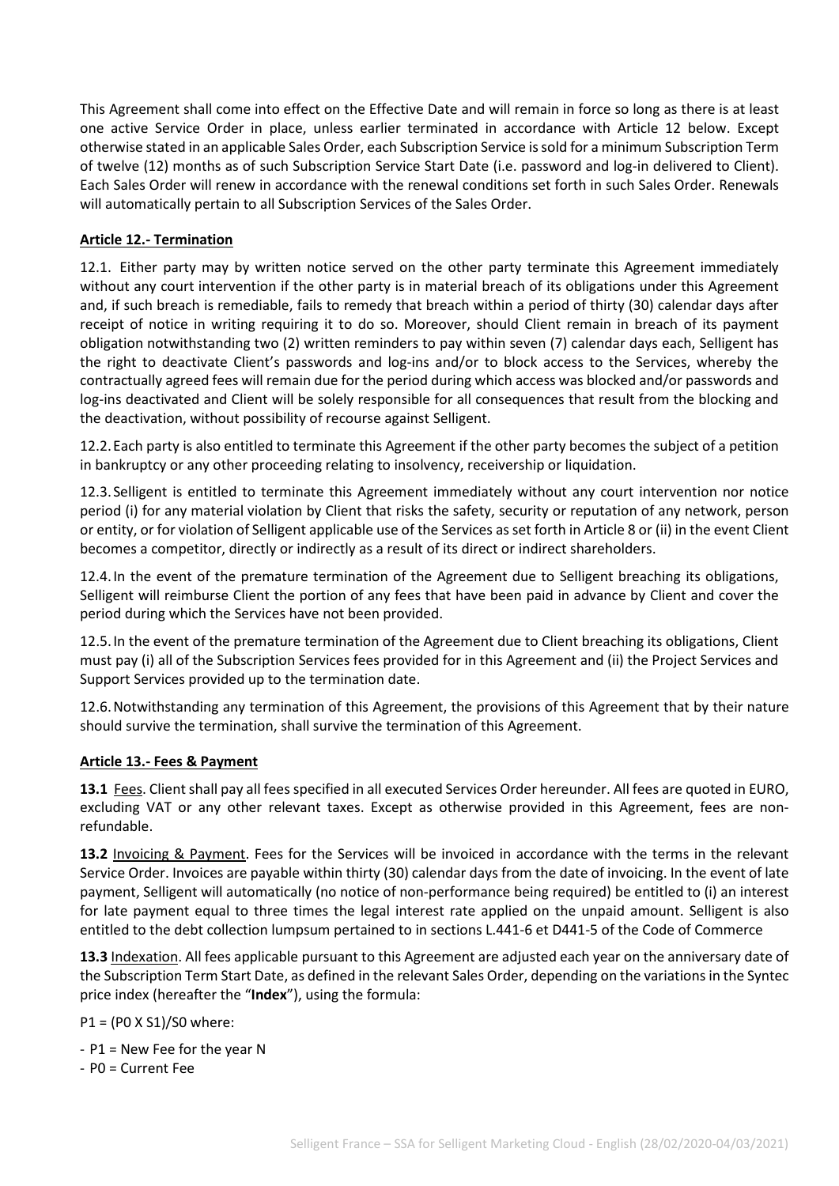This Agreement shall come into effect on the Effective Date and will remain in force so long as there is at least one active Service Order in place, unless earlier terminated in accordance with Article 12 below. Except otherwise stated in an applicable Sales Order, each Subscription Service is sold for a minimum Subscription Term of twelve (12) months as of such Subscription Service Start Date (i.e. password and log-in delivered to Client). Each Sales Order will renew in accordance with the renewal conditions set forth in such Sales Order. Renewals will automatically pertain to all Subscription Services of the Sales Order.

## Article 12.- Termination

12.1. Either party may by written notice served on the other party terminate this Agreement immediately without any court intervention if the other party is in material breach of its obligations under this Agreement and, if such breach is remediable, fails to remedy that breach within a period of thirty (30) calendar days after receipt of notice in writing requiring it to do so. Moreover, should Client remain in breach of its payment obligation notwithstanding two (2) written reminders to pay within seven (7) calendar days each, Selligent has the right to deactivate Client's passwords and log-ins and/or to block access to the Services, whereby the contractually agreed fees will remain due for the period during which access was blocked and/or passwords and log-ins deactivated and Client will be solely responsible for all consequences that result from the blocking and the deactivation, without possibility of recourse against Selligent.

12.2. Each party is also entitled to terminate this Agreement if the other party becomes the subject of a petition in bankruptcy or any other proceeding relating to insolvency, receivership or liquidation.

12.3. Selligent is entitled to terminate this Agreement immediately without any court intervention nor notice period (i) for any material violation by Client that risks the safety, security or reputation of any network, person or entity, or for violation of Selligent applicable use of the Services as set forth in Article 8 or (ii) in the event Client becomes a competitor, directly or indirectly as a result of its direct or indirect shareholders.

12.4. In the event of the premature termination of the Agreement due to Selligent breaching its obligations, Selligent will reimburse Client the portion of any fees that have been paid in advance by Client and cover the period during which the Services have not been provided.

12.5. In the event of the premature termination of the Agreement due to Client breaching its obligations, Client must pay (i) all of the Subscription Services fees provided for in this Agreement and (ii) the Project Services and Support Services provided up to the termination date.

12.6. Notwithstanding any termination of this Agreement, the provisions of this Agreement that by their nature should survive the termination, shall survive the termination of this Agreement.

## Article 13.- Fees & Payment

**13.1** Fees. Client shall pay all fees specified in all executed Services Order hereunder. All fees are quoted in EURO, excluding VAT or any other relevant taxes. Except as otherwise provided in this Agreement, fees are non-refundable.

**13.2** Invoicing & Payment. Fees for the Services will be invoiced in accordance with the terms in the relevant Service Order. Invoices are payable within thirty (30) calendar days from the date of invoicing. In the event of late payment, Selligent will automatically (no notice of non-performance being required) be entitled to (i) an interest for late payment equal to three times the legal interest rate applied on the unpaid amount. Selligent is also entitled to the debt collection lumpsum pertained to in sections L.441-6 et D441-5 of the Code of Commerce

**13.3** Indexation. All fees applicable pursuant to this Agreement are adjusted each year on the anniversary date of the Subscription Term Start Date, as defined in the relevant Sales Order, depending on the variations in the Syntec price index (hereafter the "**Index**"), using the formula:

$P1 = (P0 \times S1)/S0$ where:

- P1 = New Fee for the year N
- P0 = Current Fee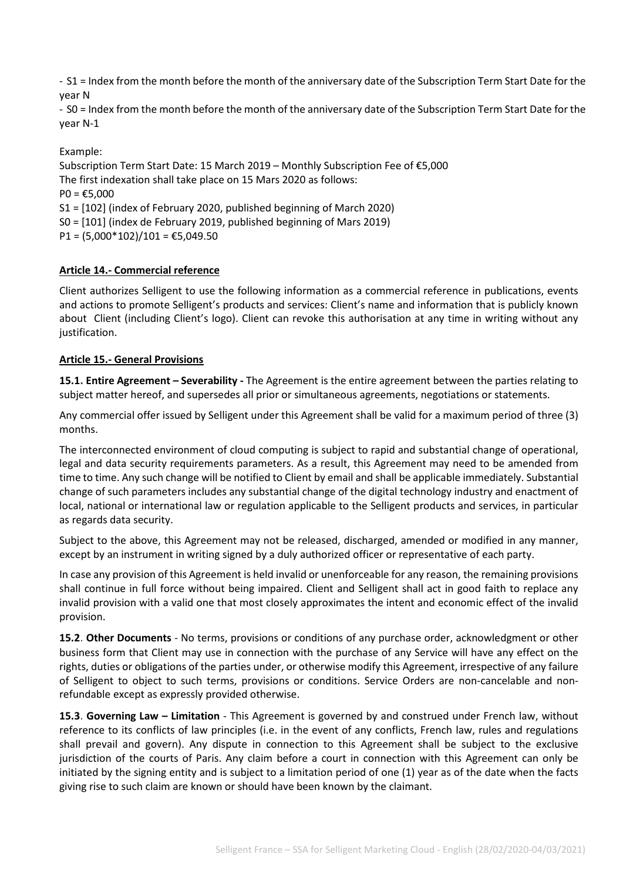- $S1$ = Index from the month before the month of the anniversary date of the Subscription Term Start Date for the year N

- $S0$ = Index from the month before the month of the anniversary date of the Subscription Term Start Date for the year N-1

Example:

Subscription Term Start Date: 15 March 2019 – Monthly Subscription Fee of €5,000

The first indexation shall take place on 15 Mars 2020 as follows:

$P0$ = €5,000

$S1$ = [102] (index of February 2020, published beginning of March 2020)

$S0$ = [101] (index de February 2019, published beginning of Mars 2019)

$P1 = (5{,}000*102)/101$ = €5,049.50

**Article 14.- Commercial reference**

Client authorizes Selligent to use the following information as a commercial reference in publications, events and actions to promote Selligent's products and services: Client's name and information that is publicly known about Client (including Client's logo). Client can revoke this authorisation at any time in writing without any justification.

**Article 15.- General Provisions**

**15.1. Entire Agreement – Severability -** The Agreement is the entire agreement between the parties relating to subject matter hereof, and supersedes all prior or simultaneous agreements, negotiations or statements.

Any commercial offer issued by Selligent under this Agreement shall be valid for a maximum period of three (3) months.

The interconnected environment of cloud computing is subject to rapid and substantial change of operational, legal and data security requirements parameters. As a result, this Agreement may need to be amended from time to time. Any such change will be notified to Client by email and shall be applicable immediately. Substantial change of such parameters includes any substantial change of the digital technology industry and enactment of local, national or international law or regulation applicable to the Selligent products and services, in particular as regards data security.

Subject to the above, this Agreement may not be released, discharged, amended or modified in any manner, except by an instrument in writing signed by a duly authorized officer or representative of each party.

In case any provision of this Agreement is held invalid or unenforceable for any reason, the remaining provisions shall continue in full force without being impaired. Client and Selligent shall act in good faith to replace any invalid provision with a valid one that most closely approximates the intent and economic effect of the invalid provision.

**15.2**. **Other Documents** - No terms, provisions or conditions of any purchase order, acknowledgment or other business form that Client may use in connection with the purchase of any Service will have any effect on the rights, duties or obligations of the parties under, or otherwise modify this Agreement, irrespective of any failure of Selligent to object to such terms, provisions or conditions. Service Orders are non-cancelable and non-refundable except as expressly provided otherwise.

**15.3**. **Governing Law – Limitation** - This Agreement is governed by and construed under French law, without reference to its conflicts of law principles (i.e. in the event of any conflicts, French law, rules and regulations shall prevail and govern). Any dispute in connection to this Agreement shall be subject to the exclusive jurisdiction of the courts of Paris. Any claim before a court in connection with this Agreement can only be initiated by the signing entity and is subject to a limitation period of one (1) year as of the date when the facts giving rise to such claim are known or should have been known by the claimant.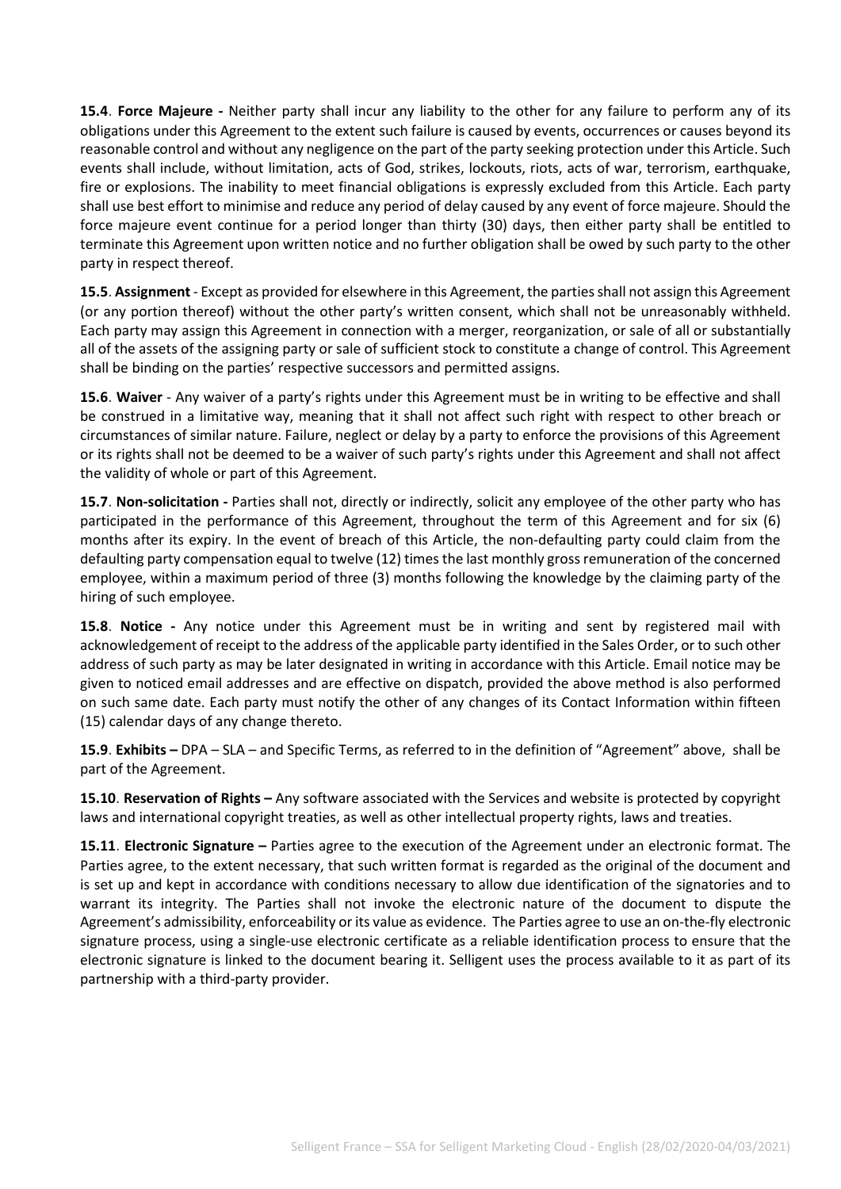**15.4**. **Force Majeure -** Neither party shall incur any liability to the other for any failure to perform any of its obligations under this Agreement to the extent such failure is caused by events, occurrences or causes beyond its reasonable control and without any negligence on the part of the party seeking protection under this Article. Such events shall include, without limitation, acts of God, strikes, lockouts, riots, acts of war, terrorism, earthquake, fire or explosions. The inability to meet financial obligations is expressly excluded from this Article. Each party shall use best effort to minimise and reduce any period of delay caused by any event of force majeure. Should the force majeure event continue for a period longer than thirty (30) days, then either party shall be entitled to terminate this Agreement upon written notice and no further obligation shall be owed by such party to the other party in respect thereof.

**15.5**. **Assignment** - Except as provided for elsewhere in this Agreement, the parties shall not assign this Agreement (or any portion thereof) without the other party's written consent, which shall not be unreasonably withheld. Each party may assign this Agreement in connection with a merger, reorganization, or sale of all or substantially all of the assets of the assigning party or sale of sufficient stock to constitute a change of control. This Agreement shall be binding on the parties' respective successors and permitted assigns.

**15.6**. **Waiver** - Any waiver of a party's rights under this Agreement must be in writing to be effective and shall be construed in a limitative way, meaning that it shall not affect such right with respect to other breach or circumstances of similar nature. Failure, neglect or delay by a party to enforce the provisions of this Agreement or its rights shall not be deemed to be a waiver of such party's rights under this Agreement and shall not affect the validity of whole or part of this Agreement.

**15.7**. **Non-solicitation -** Parties shall not, directly or indirectly, solicit any employee of the other party who has participated in the performance of this Agreement, throughout the term of this Agreement and for six (6) months after its expiry. In the event of breach of this Article, the non-defaulting party could claim from the defaulting party compensation equal to twelve (12) times the last monthly gross remuneration of the concerned employee, within a maximum period of three (3) months following the knowledge by the claiming party of the hiring of such employee.

**15.8**. **Notice -** Any notice under this Agreement must be in writing and sent by registered mail with acknowledgement of receipt to the address of the applicable party identified in the Sales Order, or to such other address of such party as may be later designated in writing in accordance with this Article. Email notice may be given to noticed email addresses and are effective on dispatch, provided the above method is also performed on such same date. Each party must notify the other of any changes of its Contact Information within fifteen (15) calendar days of any change thereto.

**15.9**. **Exhibits –** DPA – SLA – and Specific Terms, as referred to in the definition of "Agreement" above, shall be part of the Agreement.

**15.10**. **Reservation of Rights –** Any software associated with the Services and website is protected by copyright laws and international copyright treaties, as well as other intellectual property rights, laws and treaties.

**15.11**. **Electronic Signature –** Parties agree to the execution of the Agreement under an electronic format. The Parties agree, to the extent necessary, that such written format is regarded as the original of the document and is set up and kept in accordance with conditions necessary to allow due identification of the signatories and to warrant its integrity. The Parties shall not invoke the electronic nature of the document to dispute the Agreement's admissibility, enforceability or its value as evidence. The Parties agree to use an on-the-fly electronic signature process, using a single-use electronic certificate as a reliable identification process to ensure that the electronic signature is linked to the document bearing it. Selligent uses the process available to it as part of its partnership with a third-party provider.